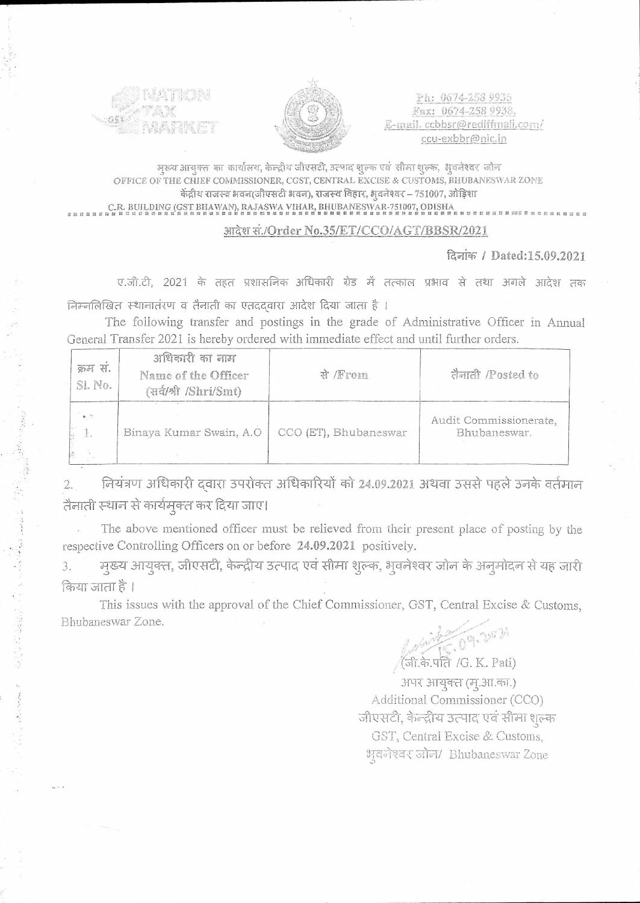Ph: 0674-258 9935
Fax: 0674-258 9938,
E-mail. ccbbsr@rediffmail.com/
ccu-exbbr@nic.in

मुख्य आयुक्त का कार्यालय, केन्द्रीय जीएसटी, उत्पाद शुल्क एवं सीमा शुल्क, भुवनेश्वर जोन
OFFICE OF THE CHIEF COMMISSIONER, CGST, CENTRAL EXCISE & CUSTOMS, BHUBANESWAR ZONE
केंद्रीय राजस्व भवन(जीएसटी भवन), राजस्व विहार, भुवनेश्वर – 751007, ओड़िशा
C.R. BUILDING (GST BHAWAN), RAJASWA VIHAR, BHUBANESWAR-751007, ODISHA

**आदेश सं./Order No.35/ET/CCO/AGT/BBSR/2021**

दिनांक / Dated:15.09.2021

ए.जी.टी, 2021 के तहत प्रशासनिक अधिकारी ग्रेड में तत्काल प्रभाव से तथा अगले आदेश तक निम्नलिखित स्थानातंरण व तैनाती का एतदद्वारा आदेश दिया जाता है ।

The following transfer and postings in the grade of Administrative Officer in Annual General Transfer 2021 is hereby ordered with immediate effect and until further orders.

| क्रम सं. Sl. No. | अधिकारी का नाम Name of the Officer (सर्व/श्री /Shri/Smt) | से /From | तैनाती /Posted to |
|---|---|---|---|
| 1. | Binaya Kumar Swain, A.O | CCO (ET), Bhubaneswar | Audit Commissionerate, Bhubaneswar. |

2. नियंत्रण अधिकारी द्वारा उपरोक्त अधिकारियों को 24.09.2021 अथवा उससे पहले उनके वर्तमान तैनाती स्थान से कार्यमुक्त कर दिया जाए।

The above mentioned officer must be relieved from their present place of posting by the respective Controlling Officers on or before 24.09.2021 positively.

3. मुख्य आयुक्त, जीएसटी, केन्द्रीय उत्पाद एवं सीमा शुल्क, भुवनेश्वर जोन के अनुमोदन से यह जारी किया जाता है ।

This issues with the approval of the Chief Commissioner, GST, Central Excise & Customs, Bhubaneswar Zone.

15.09.2021

(जी.के.पति /G. K. Pati)
अपर आयुक्त (मु.आ.का.)
Additional Commissioner (CCO)
जीएसटी, केन्द्रीय उत्पाद एवं सीमा शुल्क
GST, Central Excise & Customs,
भुवनेश्वर जोन/ Bhubaneswar Zone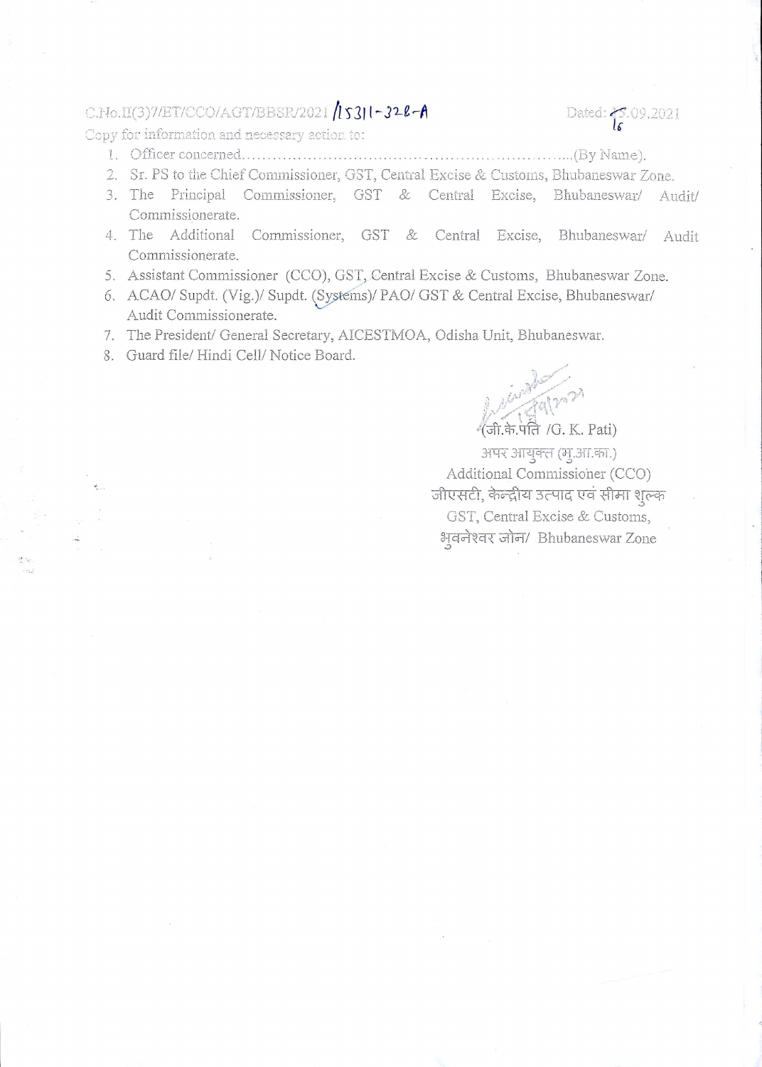C.No.II(3)7/ET/CCO/AGT/BBSR/2021 /15311-328-A

Dated: 16.09.2021

Copy for information and necessary action to:

1. Officer concerned.................................................................(By Name).
2. Sr. PS to the Chief Commissioner, GST, Central Excise & Customs, Bhubaneswar Zone.
3. The Principal Commissioner, GST & Central Excise, Bhubaneswar/ Audit/ Commissionerate.
4. The Additional Commissioner, GST & Central Excise, Bhubaneswar/ Audit Commissionerate.
5. Assistant Commissioner (CCO), GST, Central Excise & Customs, Bhubaneswar Zone.
6. ACAO/ Supdt. (Vig.)/ Supdt. (Systems)/ PAO/ GST & Central Excise, Bhubaneswar/ Audit Commissionerate.
7. The President/ General Secretary, AICESTMOA, Odisha Unit, Bhubaneswar.
8. Guard file/ Hindi Cell/ Notice Board.

15/9/2021

(जी.के.पति /G. K. Pati)

अपर आयुक्त (मु.आ.का.)

Additional Commissioner (CCO)

जीएसटी, केन्द्रीय उत्पाद एवं सीमा शुल्क

GST, Central Excise & Customs,

भुवनेश्वर जोन/ Bhubaneswar Zone